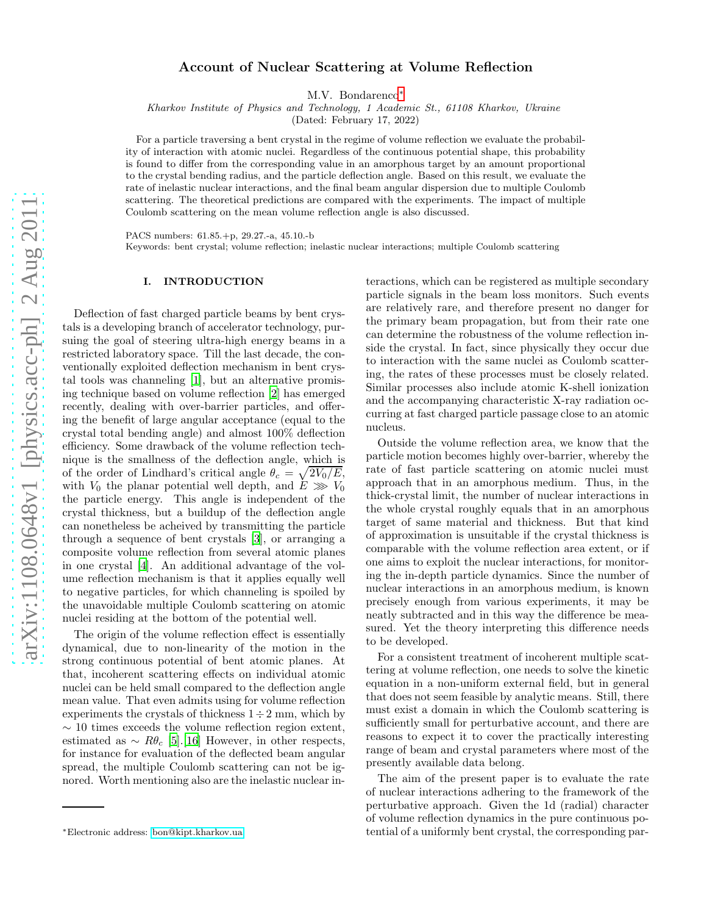# Account of Nuclear Scattering at Volume Reflection

M.V. Bondarenco[*]

*Kharkov Institute of Physics and Technology, 1 Academic St., 61108 Kharkov, Ukraine*

(Dated: February 17, 2022)

For a particle traversing a bent crystal in the regime of volume reflection we evaluate the probability of interaction with atomic nuclei. Regardless of the continuous potential shape, this probability is found to differ from the corresponding value in an amorphous target by an amount proportional to the crystal bending radius, and the particle deflection angle. Based on this result, we evaluate the rate of inelastic nuclear interactions, and the final beam angular dispersion due to multiple Coulomb scattering. The theoretical predictions are compared with the experiments. The impact of multiple Coulomb scattering on the mean volume reflection angle is also discussed.

PACS numbers: 61.85.+p, 29.27.-a, 45.10.-b

Keywords: bent crystal; volume reflection; inelastic nuclear interactions; multiple Coulomb scattering

## I. INTRODUCTION

Deflection of fast charged particle beams by bent crystals is a developing branch of accelerator technology, pursuing the goal of steering ultra-high energy beams in a restricted laboratory space. Till the last decade, the conventionally exploited deflection mechanism in bent crystal tools was channeling [1], but an alternative promising technique based on volume reflection [2] has emerged recently, dealing with over-barrier particles, and offering the benefit of large angular acceptance (equal to the crystal total bending angle) and almost 100% deflection efficiency. Some drawback of the volume reflection technique is the smallness of the deflection angle, which is of the order of Lindhard's critical angle $\theta_c = \sqrt{2V_0/E}$, with $V_0$ the planar potential well depth, and $E \ggg V_0$ the particle energy. This angle is independent of the crystal thickness, but a buildup of the deflection angle can nonetheless be acheived by transmitting the particle through a sequence of bent crystals [3], or arranging a composite volume reflection from several atomic planes in one crystal [4]. An additional advantage of the volume reflection mechanism is that it applies equally well to negative particles, for which channeling is spoiled by the unavoidable multiple Coulomb scattering on atomic nuclei residing at the bottom of the potential well.

The origin of the volume reflection effect is essentially dynamical, due to non-linearity of the motion in the strong continuous potential of bent atomic planes. At that, incoherent scattering effects on individual atomic nuclei can be held small compared to the deflection angle mean value. That even admits using for volume reflection experiments the crystals of thickness $1 \div 2$ mm, which by $\sim 10$ times exceeds the volume reflection region extent, estimated as $\sim R\theta_c$ [5].[16] However, in other respects, for instance for evaluation of the deflected beam angular spread, the multiple Coulomb scattering can not be ignored. Worth mentioning also are the inelastic nuclear interactions, which can be registered as multiple secondary particle signals in the beam loss monitors. Such events are relatively rare, and therefore present no danger for the primary beam propagation, but from their rate one can determine the robustness of the volume reflection inside the crystal. In fact, since physically they occur due to interaction with the same nuclei as Coulomb scattering, the rates of these processes must be closely related. Similar processes also include atomic K-shell ionization and the accompanying characteristic X-ray radiation occurring at fast charged particle passage close to an atomic nucleus.

Outside the volume reflection area, we know that the particle motion becomes highly over-barrier, whereby the rate of fast particle scattering on atomic nuclei must approach that in an amorphous medium. Thus, in the thick-crystal limit, the number of nuclear interactions in the whole crystal roughly equals that in an amorphous target of same material and thickness. But that kind of approximation is unsuitable if the crystal thickness is comparable with the volume reflection area extent, or if one aims to exploit the nuclear interactions, for monitoring the in-depth particle dynamics. Since the number of nuclear interactions in an amorphous medium, is known precisely enough from various experiments, it may be neatly subtracted and in this way the difference be measured. Yet the theory interpreting this difference needs to be developed.

For a consistent treatment of incoherent multiple scattering at volume reflection, one needs to solve the kinetic equation in a non-uniform external field, but in general that does not seem feasible by analytic means. Still, there must exist a domain in which the Coulomb scattering is sufficiently small for perturbative account, and there are reasons to expect it to cover the practically interesting range of beam and crystal parameters where most of the presently available data belong.

The aim of the present paper is to evaluate the rate of nuclear interactions adhering to the framework of the perturbative approach. Given the 1d (radial) character of volume reflection dynamics in the pure continuous potential of a uniformly bent crystal, the corresponding par-

[*]Electronic address: bon@kipt.kharkov.ua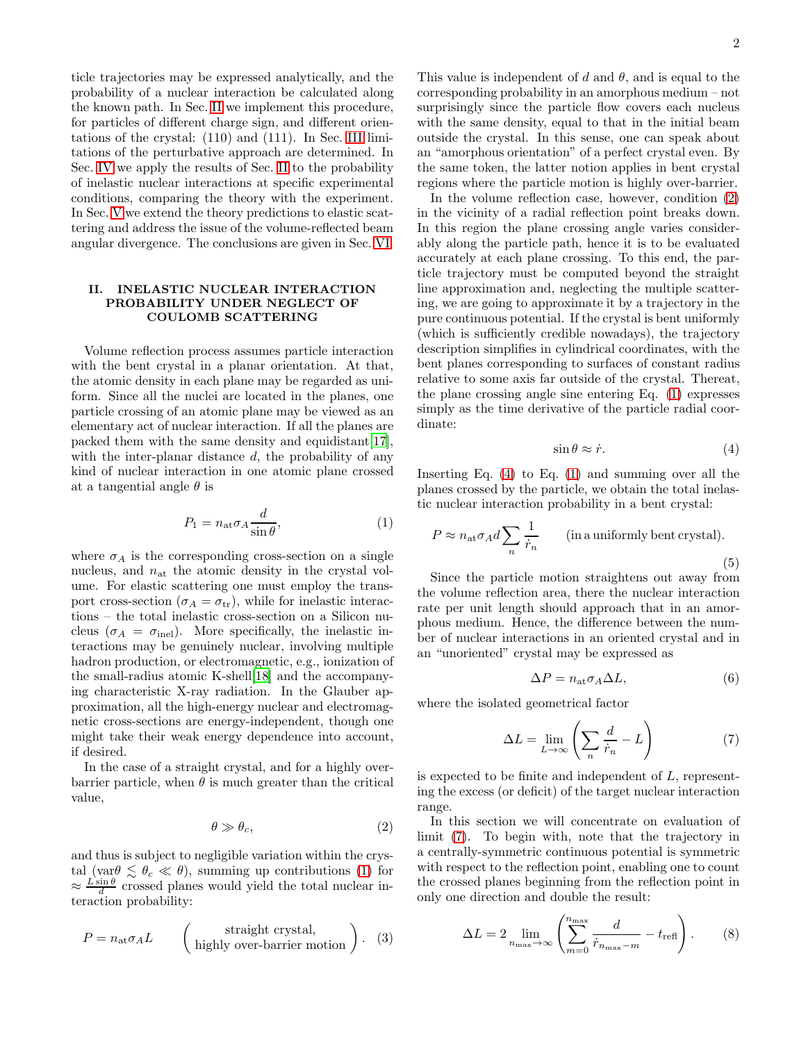ticle trajectories may be expressed analytically, and the probability of a nuclear interaction be calculated along the known path. In Sec. II we implement this procedure, for particles of different charge sign, and different orientations of the crystal: (110) and (111). In Sec. III limitations of the perturbative approach are determined. In Sec. IV we apply the results of Sec. II to the probability of inelastic nuclear interactions at specific experimental conditions, comparing the theory with the experiment. In Sec. V we extend the theory predictions to elastic scattering and address the issue of the volume-reflected beam angular divergence. The conclusions are given in Sec. VI.

## II. INELASTIC NUCLEAR INTERACTION PROBABILITY UNDER NEGLECT OF COULOMB SCATTERING

Volume reflection process assumes particle interaction with the bent crystal in a planar orientation. At that, the atomic density in each plane may be regarded as uniform. Since all the nuclei are located in the planes, one particle crossing of an atomic plane may be viewed as an elementary act of nuclear interaction. If all the planes are packed them with the same density and equidistant[17], with the inter-planar distance $d$, the probability of any kind of nuclear interaction in one atomic plane crossed at a tangential angle $\theta$ is

$$P_1 = n_{\rm at}\sigma_A \frac{d}{\sin\theta}, \tag{1}$$

where $\sigma_A$ is the corresponding cross-section on a single nucleus, and $n_{\rm at}$ the atomic density in the crystal volume. For elastic scattering one must employ the transport cross-section ($\sigma_A = \sigma_{\rm tr}$), while for inelastic interactions – the total inelastic cross-section on a Silicon nucleus ($\sigma_A = \sigma_{\rm inel}$). More specifically, the inelastic interactions may be genuinely nuclear, involving multiple hadron production, or electromagnetic, e.g., ionization of the small-radius atomic K-shell[18] and the accompanying characteristic X-ray radiation. In the Glauber approximation, all the high-energy nuclear and electromagnetic cross-sections are energy-independent, though one might take their weak energy dependence into account, if desired.

In the case of a straight crystal, and for a highly over-barrier particle, when $\theta$ is much greater than the critical value,

$$\theta \gg \theta_c, \tag{2}$$

and thus is subject to negligible variation within the crystal (var$\theta \lesssim \theta_c \ll \theta$), summing up contributions (1) for $\approx \frac{L\sin\theta}{d}$ crossed planes would yield the total nuclear interaction probability:

$$P = n_{\rm at}\sigma_A L \qquad \left(\begin{array}{c}\text{straight crystal,}\\ \text{highly over-barrier motion}\end{array}\right). \tag{3}$$

This value is independent of $d$ and $\theta$, and is equal to the corresponding probability in an amorphous medium – not surprisingly since the particle flow covers each nucleus with the same density, equal to that in the initial beam outside the crystal. In this sense, one can speak about an "amorphous orientation" of a perfect crystal even. By the same token, the latter notion applies in bent crystal regions where the particle motion is highly over-barrier.

In the volume reflection case, however, condition (2) in the vicinity of a radial reflection point breaks down. In this region the plane crossing angle varies considerably along the particle path, hence it is to be evaluated accurately at each plane crossing. To this end, the particle trajectory must be computed beyond the straight line approximation and, neglecting the multiple scattering, we are going to approximate it by a trajectory in the pure continuous potential. If the crystal is bent uniformly (which is sufficiently credible nowadays), the trajectory description simplifies in cylindrical coordinates, with the bent planes corresponding to surfaces of constant radius relative to some axis far outside of the crystal. Thereat, the plane crossing angle sine entering Eq. (1) expresses simply as the time derivative of the particle radial coordinate:

$$\sin\theta \approx \dot{r}. \tag{4}$$

Inserting Eq. (4) to Eq. (1) and summing over all the planes crossed by the particle, we obtain the total inelastic nuclear interaction probability in a bent crystal:

$$P \approx n_{\rm at}\sigma_A d \sum_n \frac{1}{\dot{r}_n} \qquad \text{(in a uniformly bent crystal)}. \tag{5}$$

Since the particle motion straightens out away from the volume reflection area, there the nuclear interaction rate per unit length should approach that in an amorphous medium. Hence, the difference between the number of nuclear interactions in an oriented crystal and in an "unoriented" crystal may be expressed as

$$\Delta P = n_{\rm at}\sigma_A \Delta L, \tag{6}$$

where the isolated geometrical factor

$$\Delta L = \lim_{L\to\infty}\left(\sum_n \frac{d}{\dot{r}_n} - L\right) \tag{7}$$

is expected to be finite and independent of $L$, representing the excess (or deficit) of the target nuclear interaction range.

In this section we will concentrate on evaluation of limit (7). To begin with, note that the trajectory in a centrally-symmetric continuous potential is symmetric with respect to the reflection point, enabling one to count the crossed planes beginning from the reflection point in only one direction and double the result:

$$\Delta L = 2\lim_{n_{\max}\to\infty}\left(\sum_{m=0}^{n_{\max}} \frac{d}{\dot{r}_{n_{\max}-m}} - t_{\rm refl}\right). \tag{8}$$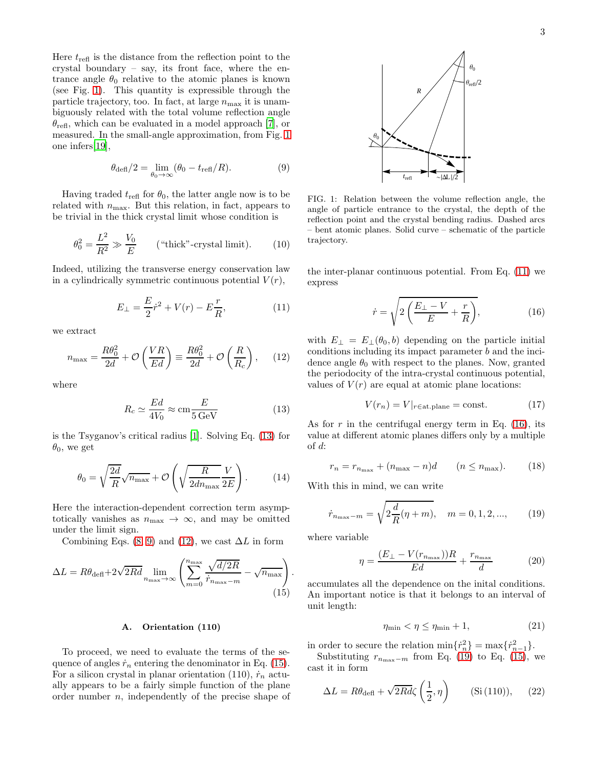Here $t_{\rm refl}$ is the distance from the reflection point to the crystal boundary – say, its front face, where the entrance angle $\theta_0$ relative to the atomic planes is known (see Fig. 1). This quantity is expressible through the particle trajectory, too. In fact, at large $n_{\max}$ it is unambiguously related with the total volume reflection angle $\theta_{\rm refl}$, which can be evaluated in a model approach [7], or measured. In the small-angle approximation, from Fig. 1 one infers[19],

$$\theta_{\rm defl}/2 = \lim_{\theta_0\to\infty}(\theta_0 - t_{\rm refl}/R). \tag{9}$$

Having traded $t_{\rm refl}$ for $\theta_0$, the latter angle now is to be related with $n_{\max}$. But this relation, in fact, appears to be trivial in the thick crystal limit whose condition is

$$\theta_0^2 = \frac{L^2}{R^2} \gg \frac{V_0}{E} \qquad (\text{"thick"-crystal limit}). \tag{10}$$

Indeed, utilizing the transverse energy conservation law in a cylindrically symmetric continuous potential $V(r)$,

$$E_\perp = \frac{E}{2}\dot{r}^2 + V(r) - E\frac{r}{R}, \tag{11}$$

we extract

$$n_{\max} = \frac{R\theta_0^2}{2d} + \mathcal{O}\left(\frac{VR}{Ed}\right) \equiv \frac{R\theta_0^2}{2d} + \mathcal{O}\left(\frac{R}{R_c}\right), \tag{12}$$

where

$$R_c \simeq \frac{Ed}{4V_0} \approx {\rm cm}\frac{E}{5\,{\rm GeV}} \tag{13}$$

is the Tsyganov's critical radius [1]. Solving Eq. (13) for $\theta_0$, we get

$$\theta_0 = \sqrt{\frac{2d}{R}}\sqrt{n_{\max}} + \mathcal{O}\left(\sqrt{\frac{R}{2dn_{\max}}}\frac{V}{2E}\right). \tag{14}$$

Here the interaction-dependent correction term asymptotically vanishes as $n_{\max}\to\infty$, and may be omitted under the limit sign.

Combining Eqs. (8, 9) and (12), we cast $\Delta L$ in form

$$\Delta L = R\theta_{\rm defl} + 2\sqrt{2Rd}\lim_{n_{\max}\to\infty}\left(\sum_{m=0}^{n_{\max}}\frac{\sqrt{d/2R}}{\dot{r}_{n_{\max}-m}} - \sqrt{n_{\max}}\right). \tag{15}$$

### A. Orientation (110)

To proceed, we need to evaluate the terms of the sequence of angles $\dot{r}_n$ entering the denominator in Eq. (15). For a silicon crystal in planar orientation (110), $\dot{r}_n$ actually appears to be a fairly simple function of the plane order number $n$, independently of the precise shape of the inter-planar continuous potential. From Eq. (11) we express

FIG. 1: Relation between the volume reflection angle, the angle of particle entrance to the crystal, the depth of the reflection point and the crystal bending radius. Dashed arcs – bent atomic planes. Solid curve – schematic of the particle trajectory.

$$\dot{r} = \sqrt{2\left(\frac{E_\perp - V}{E} + \frac{r}{R}\right)}, \tag{16}$$

with $E_\perp = E_\perp(\theta_0, b)$ depending on the particle initial conditions including its impact parameter $b$ and the incidence angle $\theta_0$ with respect to the planes. Now, granted the periodocity of the intra-crystal continuous potential, values of $V(r)$ are equal at atomic plane locations:

$$V(r_n) = V|_{r\in\text{at.plane}} = \text{const}. \tag{17}$$

As for $r$ in the centrifugal energy term in Eq. (16), its value at different atomic planes differs only by a multiple of $d$:

$$r_n = r_{n_{\max}} + (n_{\max} - n)d \qquad (n \le n_{\max}). \tag{18}$$

With this in mind, we can write

$$\dot{r}_{n_{\max}-m} = \sqrt{2\frac{d}{R}(\eta + m)}, \quad m = 0, 1, 2, ..., \tag{19}$$

where variable

$$\eta = \frac{(E_\perp - V(r_{n_{\max}}))R}{Ed} + \frac{r_{n_{\max}}}{d} \tag{20}$$

accumulates all the dependence on the inital conditions. An important notice is that it belongs to an interval of unit length:

$$\eta_{\min} < \eta \le \eta_{\min} + 1, \tag{21}$$

in order to secure the relation $\min\{\dot{r}_n^2\} = \max\{\dot{r}_{n-1}^2\}$.

Substituting $r_{n_{\max}-m}$ from Eq. (19) to Eq. (15), we cast it in form

$$\Delta L = R\theta_{\rm defl} + \sqrt{2Rd}\,\zeta\left(\frac{1}{2}, \eta\right) \qquad ({\rm Si}\,(110)), \tag{22}$$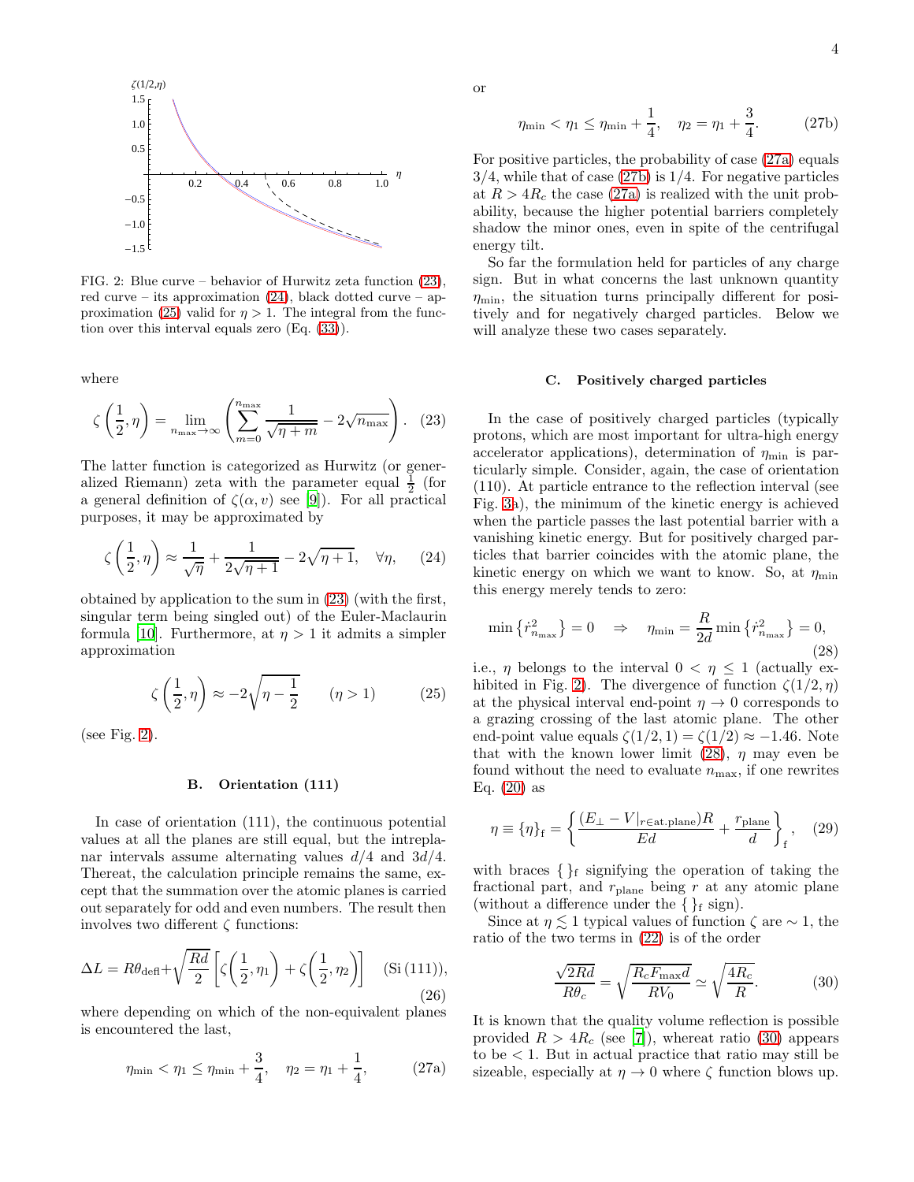FIG. 2: Blue curve – behavior of Hurwitz zeta function (23), red curve – its approximation (24), black dotted curve – approximation (25) valid for $\eta > 1$. The integral from the function over this interval equals zero (Eq. (33)).

where

$$\zeta\left(\frac{1}{2},\eta\right) = \lim_{n_{\max}\to\infty}\left(\sum_{m=0}^{n_{\max}}\frac{1}{\sqrt{\eta+m}} - 2\sqrt{n_{\max}}\right). \quad (23)$$

The latter function is categorized as Hurwitz (or generalized Riemann) zeta with the parameter equal $\frac{1}{2}$ (for a general definition of $\zeta(\alpha, v)$ see [9]). For all practical purposes, it may be approximated by

$$\zeta\left(\frac{1}{2},\eta\right) \approx \frac{1}{\sqrt{\eta}} + \frac{1}{2\sqrt{\eta+1}} - 2\sqrt{\eta+1}, \quad \forall\eta, \quad (24)$$

obtained by application to the sum in (23) (with the first, singular term being singled out) of the Euler-Maclaurin formula [10]. Furthermore, at $\eta > 1$ it admits a simpler approximation

$$\zeta\left(\frac{1}{2},\eta\right) \approx -2\sqrt{\eta - \frac{1}{2}} \qquad (\eta > 1) \quad (25)$$

(see Fig. 2).

### B. Orientation (111)

In case of orientation (111), the continuous potential values at all the planes are still equal, but the intraplanar intervals assume alternating values $d/4$ and $3d/4$. Thereat, the calculation principle remains the same, except that the summation over the atomic planes is carried out separately for odd and even numbers. The result then involves two different $\zeta$ functions:

$$\Delta L = R\theta_{\text{defl}} + \sqrt{\frac{Rd}{2}}\left[\zeta\left(\frac{1}{2},\eta_1\right) + \zeta\left(\frac{1}{2},\eta_2\right)\right] \quad (\text{Si}\,(111)), \quad (26)$$

where depending on which of the non-equivalent planes is encountered the last,

$$\eta_{\min} < \eta_1 \le \eta_{\min} + \frac{3}{4}, \quad \eta_2 = \eta_1 + \frac{1}{4}, \quad (27a)$$

or

$$\eta_{\min} < \eta_1 \le \eta_{\min} + \frac{1}{4}, \quad \eta_2 = \eta_1 + \frac{3}{4}. \quad (27b)$$

For positive particles, the probability of case (27a) equals $3/4$, while that of case (27b) is $1/4$. For negative particles at $R > 4R_c$ the case (27a) is realized with the unit probability, because the higher potential barriers completely shadow the minor ones, even in spite of the centrifugal energy tilt.

So far the formulation held for particles of any charge sign. But in what concerns the last unknown quantity $\eta_{\min}$, the situation turns principally different for positively and for negatively charged particles. Below we will analyze these two cases separately.

### C. Positively charged particles

In the case of positively charged particles (typically protons, which are most important for ultra-high energy accelerator applications), determination of $\eta_{\min}$ is particularly simple. Consider, again, the case of orientation (110). At particle entrance to the reflection interval (see Fig. 3a), the minimum of the kinetic energy is achieved when the particle passes the last potential barrier with a vanishing kinetic energy. But for positively charged particles that barrier coincides with the atomic plane, the kinetic energy on which we want to know. So, at $\eta_{\min}$ this energy merely tends to zero:

$$\min\left\{\dot{r}^2_{n_{\max}}\right\} = 0 \quad \Rightarrow \quad \eta_{\min} = \frac{R}{2d}\min\left\{\dot{r}^2_{n_{\max}}\right\} = 0, \quad (28)$$

i.e., $\eta$ belongs to the interval $0 < \eta \le 1$ (actually exhibited in Fig. 2). The divergence of function $\zeta(1/2,\eta)$ at the physical interval end-point $\eta \to 0$ corresponds to a grazing crossing of the last atomic plane. The other end-point value equals $\zeta(1/2,1) = \zeta(1/2) \approx -1.46$. Note that with the known lower limit (28), $\eta$ may even be found without the need to evaluate $n_{\max}$, if one rewrites Eq. (20) as

$$\eta \equiv \{\eta\}_{\text{f}} = \left\{\frac{(E_\perp - V|_{r\in\text{at.plane}})R}{Ed} + \frac{r_{\text{plane}}}{d}\right\}_{\text{f}}, \quad (29)$$

with braces $\{\,\}_{\text{f}}$ signifying the operation of taking the fractional part, and $r_{\text{plane}}$ being $r$ at any atomic plane (without a difference under the $\{\,\}_{\text{f}}$ sign).

Since at $\eta \lesssim 1$ typical values of function $\zeta$ are $\sim 1$, the ratio of the two terms in (22) is of the order

$$\frac{\sqrt{2Rd}}{R\theta_c} = \sqrt{\frac{R_c F_{\max} d}{RV_0}} \simeq \sqrt{\frac{4R_c}{R}}. \quad (30)$$

It is known that the quality volume reflection is possible provided $R > 4R_c$ (see [7]), whereat ratio (30) appears to be $< 1$. But in actual practice that ratio may still be sizeable, especially at $\eta \to 0$ where $\zeta$ function blows up.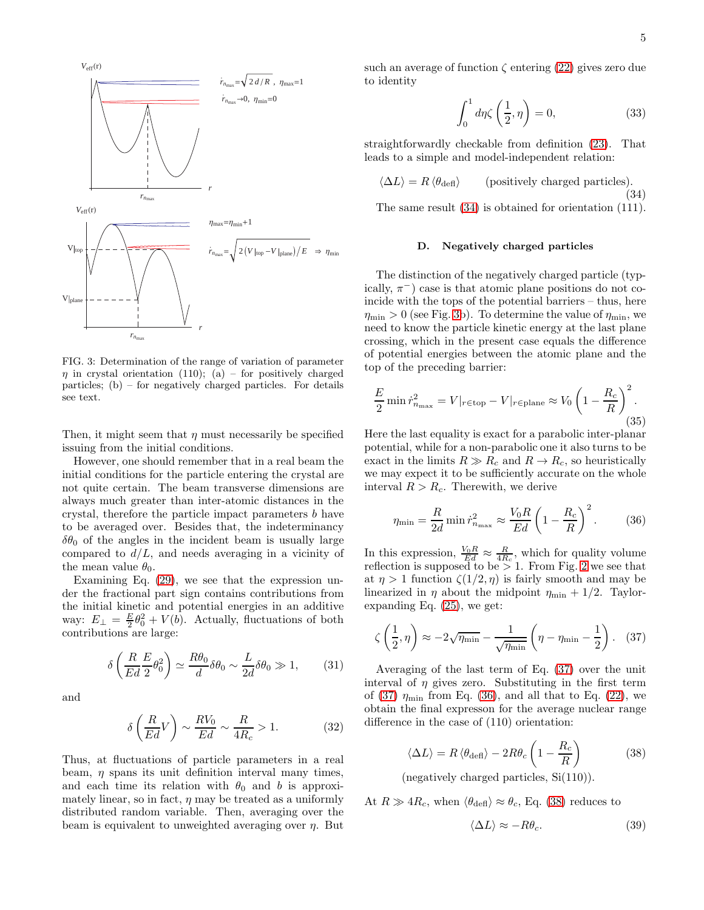FIG. 3: Determination of the range of variation of parameter $\eta$ in crystal orientation (110); (a) – for positively charged particles; (b) – for negatively charged particles. For details see text.

Then, it might seem that $\eta$ must necessarily be specified issuing from the initial conditions.

However, one should remember that in a real beam the initial conditions for the particle entering the crystal are not quite certain. The beam transverse dimensions are always much greater than inter-atomic distances in the crystal, therefore the particle impact parameters $b$ have to be averaged over. Besides that, the indeterminancy $\delta\theta_0$ of the angles in the incident beam is usually large compared to $d/L$, and needs averaging in a vicinity of the mean value $\theta_0$.

Examining Eq. (29), we see that the expression under the fractional part sign contains contributions from the initial kinetic and potential energies in an additive way: $E_\perp = \frac{E}{2}\theta_0^2 + V(b)$. Actually, fluctuations of both contributions are large:

$$\delta\left(\frac{R}{Ed}\frac{E}{2}\theta_0^2\right) \simeq \frac{R\theta_0}{d}\delta\theta_0 \sim \frac{L}{2d}\delta\theta_0 \gg 1, \qquad (31)$$

and

$$\delta\left(\frac{R}{Ed}V\right) \sim \frac{RV_0}{Ed} \sim \frac{R}{4R_c} > 1. \qquad (32)$$

Thus, at fluctuations of particle parameters in a real beam, $\eta$ spans its unit definition interval many times, and each time its relation with $\theta_0$ and $b$ is approximately linear, so in fact, $\eta$ may be treated as a uniformly distributed random variable. Then, averaging over the beam is equivalent to unweighted averaging over $\eta$. But such an average of function $\zeta$ entering (22) gives zero due to identity

$$\int_0^1 d\eta \zeta\left(\frac{1}{2}, \eta\right) = 0, \qquad (33)$$

straightforwardly checkable from definition (23). That leads to a simple and model-independent relation:

$$\langle \Delta L \rangle = R\langle \theta_{\text{defl}} \rangle \qquad \text{(positively charged particles).} \qquad (34)$$

The same result (34) is obtained for orientation (111).

### D. Negatively charged particles

The distinction of the negatively charged particle (typically, $\pi^-$) case is that atomic plane positions do not coincide with the tops of the potential barriers – thus, here $\eta_{\min} > 0$ (see Fig. 3b). To determine the value of $\eta_{\min}$, we need to know the particle kinetic energy at the last plane crossing, which in the present case equals the difference of potential energies between the atomic plane and the top of the preceding barrier:

$$\frac{E}{2}\min \dot{r}_{n_{\max}}^2 = V|_{r\in\text{top}} - V|_{r\in\text{plane}} \approx V_0\left(1 - \frac{R_c}{R}\right)^2. \qquad (35)$$

Here the last equality is exact for a parabolic inter-planar potential, while for a non-parabolic one it also turns to be exact in the limits $R \gg R_c$ and $R \to R_c$, so heuristically we may expect it to be sufficiently accurate on the whole interval $R > R_c$. Therewith, we derive

$$\eta_{\min} = \frac{R}{2d}\min \dot{r}_{n_{\max}}^2 \approx \frac{V_0 R}{Ed}\left(1 - \frac{R_c}{R}\right)^2. \qquad (36)$$

In this expression, $\frac{V_0 R}{Ed} \approx \frac{R}{4R_c}$, which for quality volume reflection is supposed to be $> 1$. From Fig. 2 we see that at $\eta > 1$ function $\zeta(1/2, \eta)$ is fairly smooth and may be linearized in $\eta$ about the midpoint $\eta_{\min} + 1/2$. Taylor-expanding Eq. (25), we get:

$$\zeta\left(\frac{1}{2}, \eta\right) \approx -2\sqrt{\eta_{\min}} - \frac{1}{\sqrt{\eta_{\min}}}\left(\eta - \eta_{\min} - \frac{1}{2}\right). \qquad (37)$$

Averaging of the last term of Eq. (37) over the unit interval of $\eta$ gives zero. Substituting in the first term of (37) $\eta_{\min}$ from Eq. (36), and all that to Eq. (22), we obtain the final expression for the average nuclear range difference in the case of (110) orientation:

$$\langle \Delta L \rangle = R\langle \theta_{\text{defl}} \rangle - 2R\theta_c\left(1 - \frac{R_c}{R}\right) \qquad (38)$$

(negatively charged particles, Si(110)).

At $R \gg 4R_c$, when $\langle \theta_{\text{defl}} \rangle \approx \theta_c$, Eq. (38) reduces to

$$\langle \Delta L \rangle \approx -R\theta_c. \qquad (39)$$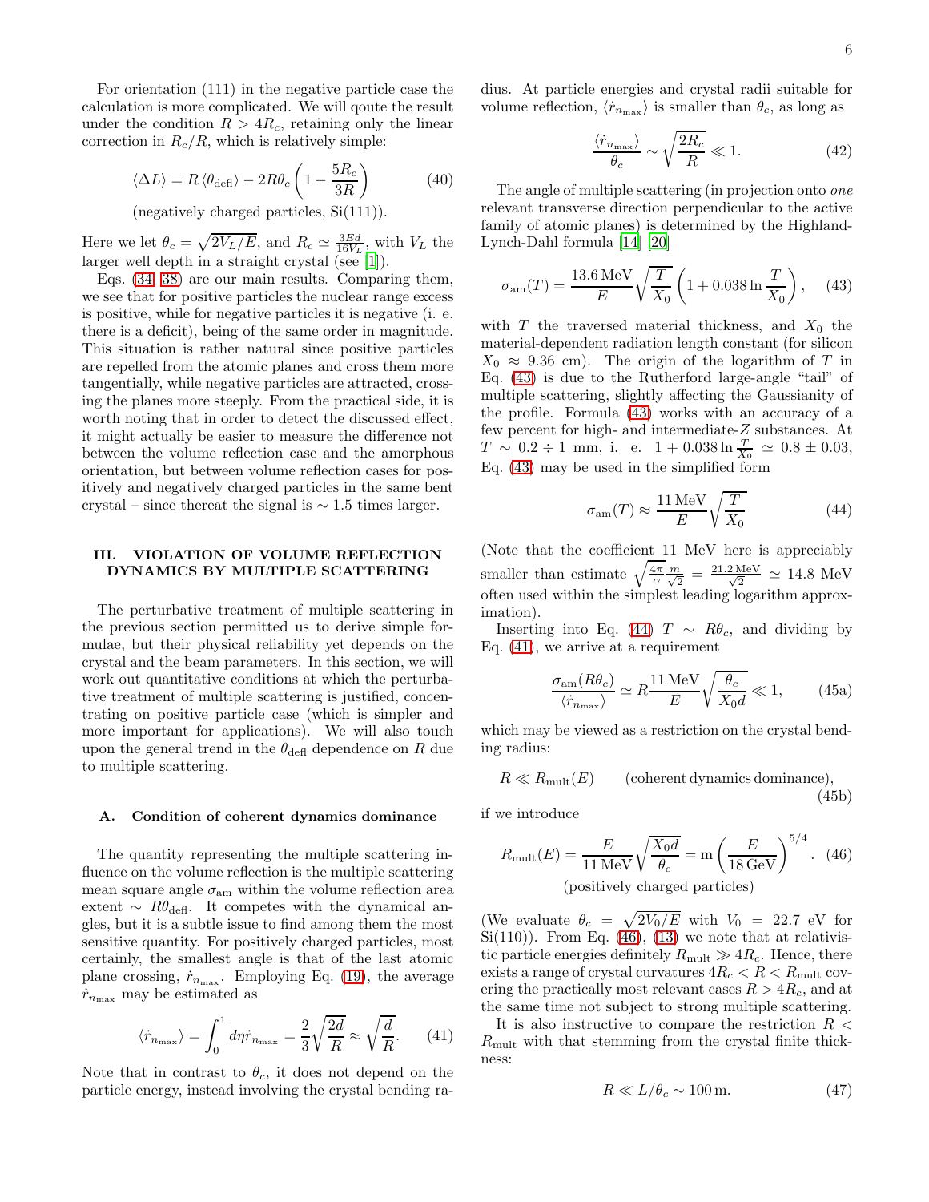For orientation (111) in the negative particle case the calculation is more complicated. We will qoute the result under the condition $R > 4R_c$, retaining only the linear correction in $R_c/R$, which is relatively simple:

$$\langle \Delta L \rangle = R \langle \theta_{\text{defl}} \rangle - 2R\theta_c \left(1 - \frac{5R_c}{3R}\right) \tag{40}$$

(negatively charged particles, Si(111)).

Here we let $\theta_c = \sqrt{2V_L/E}$, and $R_c \simeq \frac{3Ed}{16V_L}$, with $V_L$ the larger well depth in a straight crystal (see [1]).

Eqs. (34, 38) are our main results. Comparing them, we see that for positive particles the nuclear range excess is positive, while for negative particles it is negative (i. e. there is a deficit), being of the same order in magnitude. This situation is rather natural since positive particles are repelled from the atomic planes and cross them more tangentially, while negative particles are attracted, crossing the planes more steeply. From the practical side, it is worth noting that in order to detect the discussed effect, it might actually be easier to measure the difference not between the volume reflection case and the amorphous orientation, but between volume reflection cases for positively and negatively charged particles in the same bent crystal – since thereat the signal is $\sim 1.5$ times larger.

## III. VIOLATION OF VOLUME REFLECTION DYNAMICS BY MULTIPLE SCATTERING

The perturbative treatment of multiple scattering in the previous section permitted us to derive simple formulae, but their physical reliability yet depends on the crystal and the beam parameters. In this section, we will work out quantitative conditions at which the perturbative treatment of multiple scattering is justified, concentrating on positive particle case (which is simpler and more important for applications). We will also touch upon the general trend in the $\theta_{\text{defl}}$ dependence on $R$ due to multiple scattering.

### A. Condition of coherent dynamics dominance

The quantity representing the multiple scattering influence on the volume reflection is the multiple scattering mean square angle $\sigma_{\text{am}}$ within the volume reflection area extent $\sim R\theta_{\text{defl}}$. It competes with the dynamical angles, but it is a subtle issue to find among them the most sensitive quantity. For positively charged particles, most certainly, the smallest angle is that of the last atomic plane crossing, $\dot{r}_{n_{\max}}$. Employing Eq. (19), the average $\dot{r}_{n_{\max}}$ may be estimated as

$$\langle \dot{r}_{n_{\max}} \rangle = \int_0^1 d\eta \dot{r}_{n_{\max}} = \frac{2}{3}\sqrt{\frac{2d}{R}} \approx \sqrt{\frac{d}{R}}. \tag{41}$$

Note that in contrast to $\theta_c$, it does not depend on the particle energy, instead involving the crystal bending radius. At particle energies and crystal radii suitable for volume reflection, $\langle \dot{r}_{n_{\max}} \rangle$ is smaller than $\theta_c$, as long as

$$\frac{\langle \dot{r}_{n_{\max}} \rangle}{\theta_c} \sim \sqrt{\frac{2R_c}{R}} \ll 1. \tag{42}$$

The angle of multiple scattering (in projection onto *one* relevant transverse direction perpendicular to the active family of atomic planes) is determined by the Highland-Lynch-Dahl formula [14] [20]

$$\sigma_{\text{am}}(T) = \frac{13.6\,\text{MeV}}{E}\sqrt{\frac{T}{X_0}}\left(1 + 0.038 \ln \frac{T}{X_0}\right), \tag{43}$$

with $T$ the traversed material thickness, and $X_0$ the material-dependent radiation length constant (for silicon $X_0 \approx 9.36$ cm). The origin of the logarithm of $T$ in Eq. (43) is due to the Rutherford large-angle "tail" of multiple scattering, slightly affecting the Gaussianity of the profile. Formula (43) works with an accuracy of a few percent for high- and intermediate-$Z$ substances. At $T \sim 0.2 \div 1$ mm, i. e. $1 + 0.038 \ln \frac{T}{X_0} \simeq 0.8 \pm 0.03$, Eq. (43) may be used in the simplified form

$$\sigma_{\text{am}}(T) \approx \frac{11\,\text{MeV}}{E}\sqrt{\frac{T}{X_0}} \tag{44}$$

(Note that the coefficient 11 MeV here is appreciably smaller than estimate $\sqrt{\frac{4\pi}{\alpha}}\frac{m}{\sqrt{2}} = \frac{21.2\,\text{MeV}}{\sqrt{2}} \simeq 14.8$ MeV often used within the simplest leading logarithm approximation).

Inserting into Eq. (44) $T \sim R\theta_c$, and dividing by Eq. (41), we arrive at a requirement

$$\frac{\sigma_{\text{am}}(R\theta_c)}{\langle \dot{r}_{n_{\max}} \rangle} \simeq R\frac{11\,\text{MeV}}{E}\sqrt{\frac{\theta_c}{X_0 d}} \ll 1, \tag{45a}$$

which may be viewed as a restriction on the crystal bending radius:

$$R \ll R_{\text{mult}}(E) \qquad \text{(coherent dynamics dominance)}, \tag{45b}$$

if we introduce

$$R_{\text{mult}}(E) = \frac{E}{11\,\text{MeV}}\sqrt{\frac{X_0 d}{\theta_c}} = \text{m}\left(\frac{E}{18\,\text{GeV}}\right)^{5/4}. \tag{46}$$

(positively charged particles)

(We evaluate $\theta_c = \sqrt{2V_0/E}$ with $V_0 = 22.7$ eV for Si(110)). From Eq. (46), (13) we note that at relativistic particle energies definitely $R_{\text{mult}} \gg 4R_c$. Hence, there exists a range of crystal curvatures $4R_c < R < R_{\text{mult}}$ covering the practically most relevant cases $R > 4R_c$, and at the same time not subject to strong multiple scattering.

It is also instructive to compare the restriction $R < R_{\text{mult}}$ with that stemming from the crystal finite thickness:

$$R \ll L/\theta_c \sim 100\,\text{m}. \tag{47}$$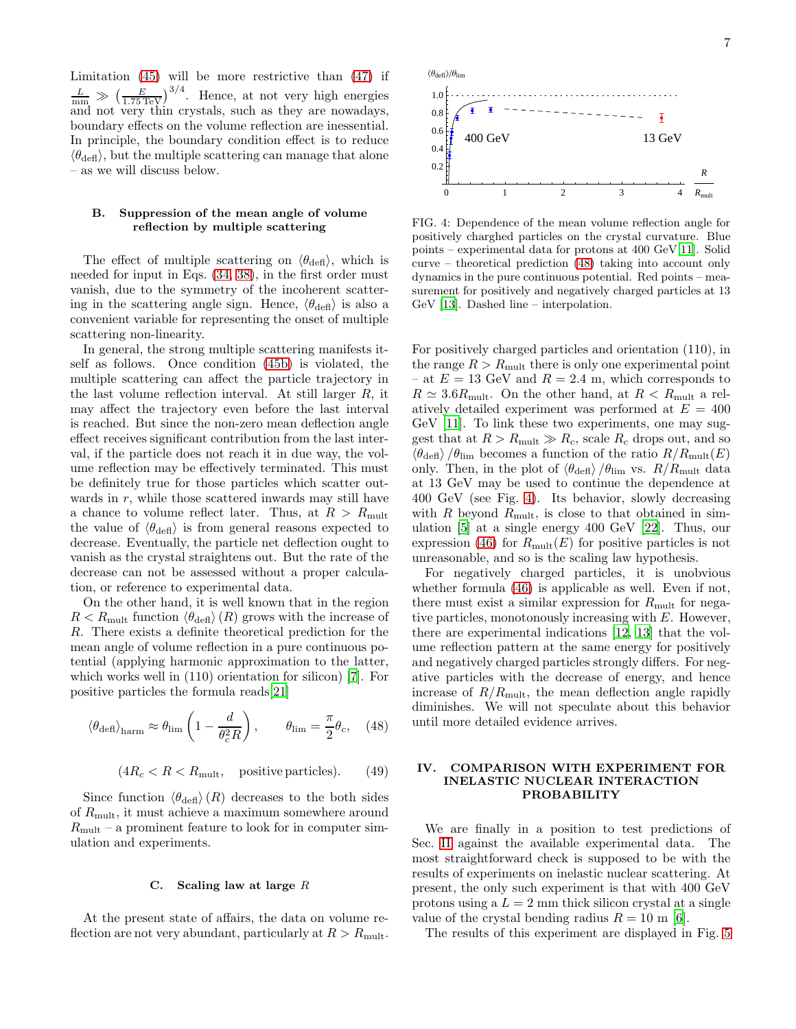Limitation (45) will be more restrictive than (47) if $\frac{L}{\text{mm}} \gg \left(\frac{E}{1.75\,\text{TeV}}\right)^{3/4}$. Hence, at not very high energies and not very thin crystals, such as they are nowadays, boundary effects on the volume reflection are inessential. In principle, the boundary condition effect is to reduce $\langle\theta_{\text{defl}}\rangle$, but the multiple scattering can manage that alone – as we will discuss below.

### B. Suppression of the mean angle of volume reflection by multiple scattering

The effect of multiple scattering on $\langle\theta_{\text{defl}}\rangle$, which is needed for input in Eqs. (34, 38), in the first order must vanish, due to the symmetry of the incoherent scattering in the scattering angle sign. Hence, $\langle\theta_{\text{defl}}\rangle$ is also a convenient variable for representing the onset of multiple scattering non-linearity.

In general, the strong multiple scattering manifests itself as follows. Once condition (45b) is violated, the multiple scattering can affect the particle trajectory in the last volume reflection interval. At still larger $R$, it may affect the trajectory even before the last interval is reached. But since the non-zero mean deflection angle effect receives significant contribution from the last interval, if the particle does not reach it in due way, the volume reflection may be effectively terminated. This must be definitely true for those particles which scatter outwards in $r$, while those scattered inwards may still have a chance to volume reflect later. Thus, at $R > R_{\text{mult}}$ the value of $\langle\theta_{\text{defl}}\rangle$ is from general reasons expected to decrease. Eventually, the particle net deflection ought to vanish as the crystal straightens out. But the rate of the decrease can not be assessed without a proper calculation, or reference to experimental data.

On the other hand, it is well known that in the region $R < R_{\text{mult}}$ function $\langle\theta_{\text{defl}}\rangle(R)$ grows with the increase of $R$. There exists a definite theoretical prediction for the mean angle of volume reflection in a pure continuous potential (applying harmonic approximation to the latter, which works well in (110) orientation for silicon) [7]. For positive particles the formula reads[21]

$$\langle\theta_{\text{defl}}\rangle_{\text{harm}} \approx \theta_{\text{lim}}\left(1 - \frac{d}{\theta_c^2 R}\right), \qquad \theta_{\text{lim}} = \frac{\pi}{2}\theta_c, \quad (48)$$

$$(4R_c < R < R_{\text{mult}}, \quad \text{positive particles}). \quad (49)$$

Since function $\langle\theta_{\text{defl}}\rangle(R)$ decreases to the both sides of $R_{\text{mult}}$, it must achieve a maximum somewhere around $R_{\text{mult}}$ – a prominent feature to look for in computer simulation and experiments.

### C. Scaling law at large $R$

At the present state of affairs, the data on volume reflection are not very abundant, particularly at $R > R_{\text{mult}}$.

FIG. 4: Dependence of the mean volume reflection angle for positively charghed particles on the crystal curvature. Blue points – experimental data for protons at 400 GeV[11]. Solid curve – theoretical prediction (48) taking into account only dynamics in the pure continuous potential. Red points – measurement for positively and negatively charged particles at 13 GeV [13]. Dashed line – interpolation.

For positively charged particles and orientation (110), in the range $R > R_{\text{mult}}$ there is only one experimental point – at $E = 13$ GeV and $R = 2.4$ m, which corresponds to $R \simeq 3.6 R_{\text{mult}}$. On the other hand, at $R < R_{\text{mult}}$ a relatively detailed experiment was performed at $E = 400$ GeV [11]. To link these two experiments, one may suggest that at $R > R_{\text{mult}} \gg R_c$, scale $R_c$ drops out, and so $\langle\theta_{\text{defl}}\rangle/\theta_{\text{lim}}$ becomes a function of the ratio $R/R_{\text{mult}}(E)$ only. Then, in the plot of $\langle\theta_{\text{defl}}\rangle/\theta_{\text{lim}}$ vs. $R/R_{\text{mult}}$ data at 13 GeV may be used to continue the dependence at 400 GeV (see Fig. 4). Its behavior, slowly decreasing with $R$ beyond $R_{\text{mult}}$, is close to that obtained in simulation [5] at a single energy 400 GeV [22]. Thus, our expression (46) for $R_{\text{mult}}(E)$ for positive particles is not unreasonable, and so is the scaling law hypothesis.

For negatively charged particles, it is unobvious whether formula (46) is applicable as well. Even if not, there must exist a similar expression for $R_{\text{mult}}$ for negative particles, monotonously increasing with $E$. However, there are experimental indications [12, 13] that the volume reflection pattern at the same energy for positively and negatively charged particles strongly differs. For negative particles with the decrease of energy, and hence increase of $R/R_{\text{mult}}$, the mean deflection angle rapidly diminishes. We will not speculate about this behavior until more detailed evidence arrives.

## IV. COMPARISON WITH EXPERIMENT FOR INELASTIC NUCLEAR INTERACTION PROBABILITY

We are finally in a position to test predictions of Sec. II against the available experimental data. The most straightforward check is supposed to be with the results of experiments on inelastic nuclear scattering. At present, the only such experiment is that with 400 GeV protons using a $L = 2$ mm thick silicon crystal at a single value of the crystal bending radius $R = 10$ m [6].

The results of this experiment are displayed in Fig. 5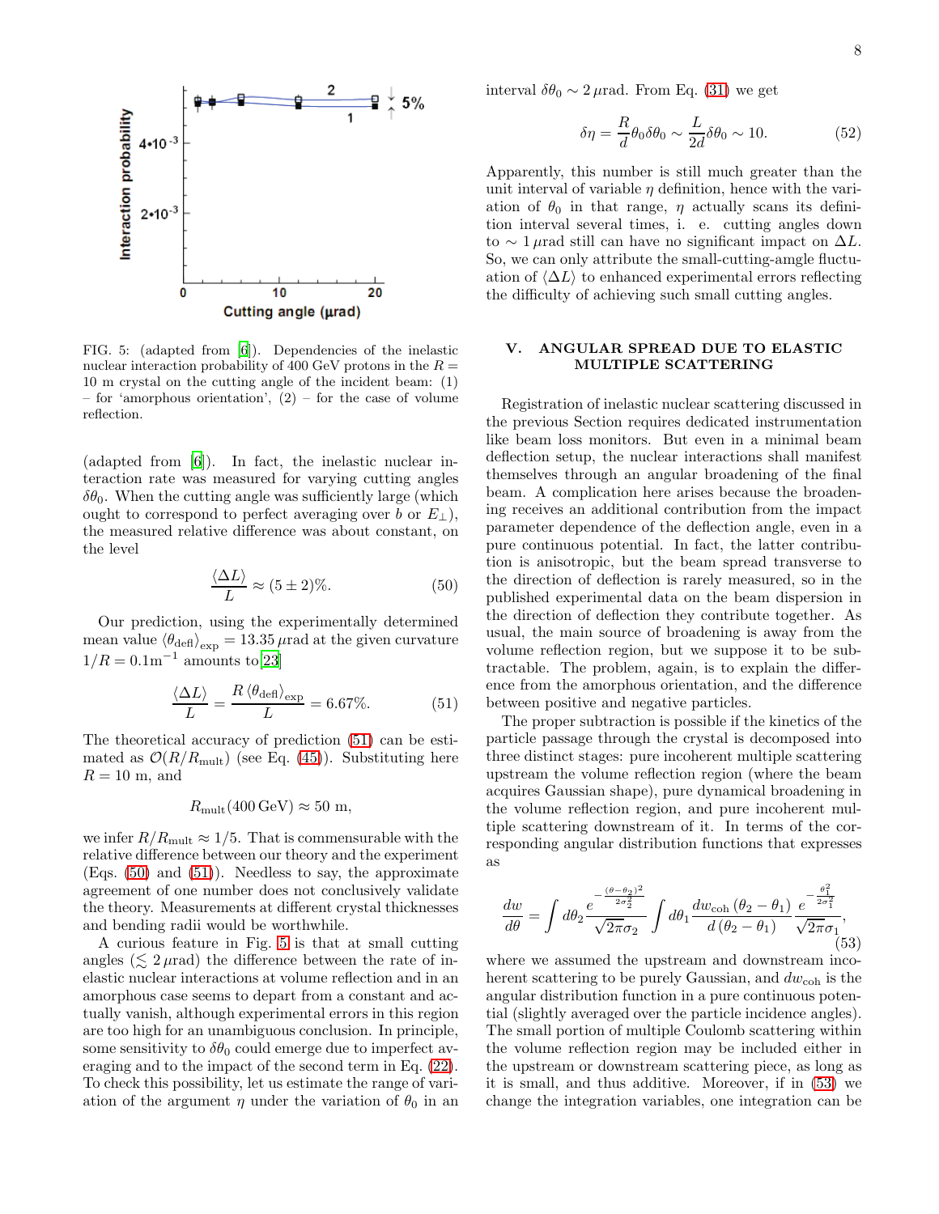FIG. 5: (adapted from [6]). Dependencies of the inelastic nuclear interaction probability of 400 GeV protons in the $R = 10$ m crystal on the cutting angle of the incident beam: (1) – for 'amorphous orientation', (2) – for the case of volume reflection.

(adapted from [6]). In fact, the inelastic nuclear interaction rate was measured for varying cutting angles $\delta\theta_0$. When the cutting angle was sufficiently large (which ought to correspond to perfect averaging over $b$ or $E_\perp$), the measured relative difference was about constant, on the level

$$\frac{\langle \Delta L \rangle}{L} \approx (5 \pm 2)\%. \tag{50}$$

Our prediction, using the experimentally determined mean value $\langle \theta_{\text{defl}} \rangle_{\text{exp}} = 13.35\,\mu$rad at the given curvature $1/R = 0.1\text{m}^{-1}$ amounts to [23]

$$\frac{\langle \Delta L \rangle}{L} = \frac{R \langle \theta_{\text{defl}} \rangle_{\text{exp}}}{L} = 6.67\%. \tag{51}$$

The theoretical accuracy of prediction (51) can be estimated as $\mathcal{O}(R/R_{\text{mult}})$ (see Eq. (45)). Substituting here $R = 10$ m, and

$$R_{\text{mult}}(400\,\text{GeV}) \approx 50 \text{ m},$$

we infer $R/R_{\text{mult}} \approx 1/5$. That is commensurable with the relative difference between our theory and the experiment (Eqs. (50) and (51)). Needless to say, the approximate agreement of one number does not conclusively validate the theory. Measurements at different crystal thicknesses and bending radii would be worthwhile.

A curious feature in Fig. 5 is that at small cutting angles ($\lesssim 2\,\mu$rad) the difference between the rate of inelastic nuclear interactions at volume reflection and in an amorphous case seems to depart from a constant and actually vanish, although experimental errors in this region are too high for an unambiguous conclusion. In principle, some sensitivity to $\delta\theta_0$ could emerge due to imperfect averaging and to the impact of the second term in Eq. (22). To check this possibility, let us estimate the range of variation of the argument $\eta$ under the variation of $\theta_0$ in an interval $\delta\theta_0 \sim 2\,\mu$rad. From Eq. (31) we get

$$\delta\eta = \frac{R}{d}\theta_0\delta\theta_0 \sim \frac{L}{2d}\delta\theta_0 \sim 10. \tag{52}$$

Apparently, this number is still much greater than the unit interval of variable $\eta$ definition, hence with the variation of $\theta_0$ in that range, $\eta$ actually scans its definition interval several times, i. e. cutting angles down to $\sim 1\,\mu$rad still can have no significant impact on $\Delta L$. So, we can only attribute the small-cutting-amgle fluctuation of $\langle \Delta L \rangle$ to enhanced experimental errors reflecting the difficulty of achieving such small cutting angles.

## V. ANGULAR SPREAD DUE TO ELASTIC MULTIPLE SCATTERING

Registration of inelastic nuclear scattering discussed in the previous Section requires dedicated instrumentation like beam loss monitors. But even in a minimal beam deflection setup, the nuclear interactions shall manifest themselves through an angular broadening of the final beam. A complication here arises because the broadening receives an additional contribution from the impact parameter dependence of the deflection angle, even in a pure continuous potential. In fact, the latter contribution is anisotropic, but the beam spread transverse to the direction of deflection is rarely measured, so in the published experimental data on the beam dispersion in the direction of deflection they contribute together. As usual, the main source of broadening is away from the volume reflection region, but we suppose it to be subtractable. The problem, again, is to explain the difference from the amorphous orientation, and the difference between positive and negative particles.

The proper subtraction is possible if the kinetics of the particle passage through the crystal is decomposed into three distinct stages: pure incoherent multiple scattering upstream the volume reflection region (where the beam acquires Gaussian shape), pure dynamical broadening in the volume reflection region, and pure incoherent multiple scattering downstream of it. In terms of the corresponding angular distribution functions that expresses as

$$\frac{dw}{d\theta} = \int d\theta_2 \frac{e^{-\frac{(\theta-\theta_2)^2}{2\sigma_2^2}}}{\sqrt{2\pi}\sigma_2} \int d\theta_1 \frac{dw_{\text{coh}}(\theta_2 - \theta_1)}{d(\theta_2 - \theta_1)} \frac{e^{-\frac{\theta_1^2}{2\sigma_1^2}}}{\sqrt{2\pi}\sigma_1}, \tag{53}$$

where we assumed the upstream and downstream incoherent scattering to be purely Gaussian, and $dw_{\text{coh}}$ is the angular distribution function in a pure continuous potential (slightly averaged over the particle incidence angles). The small portion of multiple Coulomb scattering within the volume reflection region may be included either in the upstream or downstream scattering piece, as long as it is small, and thus additive. Moreover, if in (53) we change the integration variables, one integration can be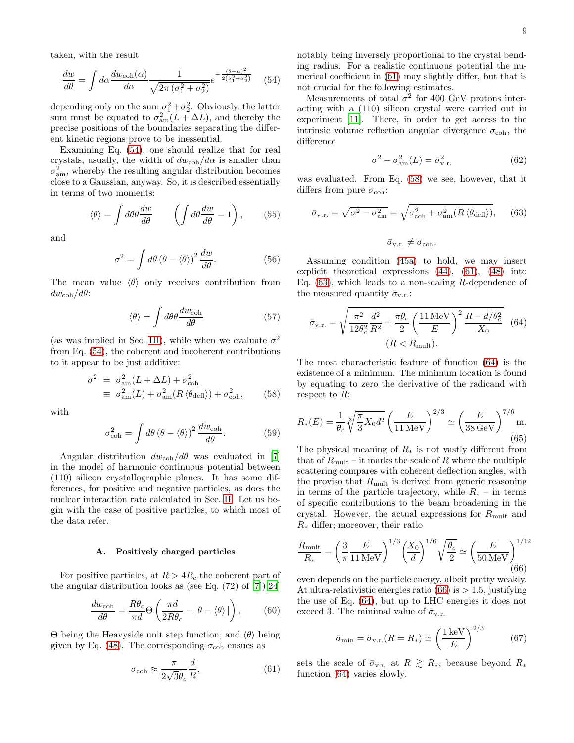taken, with the result

$$\frac{dw}{d\theta} = \int d\alpha \frac{dw_{\rm coh}(\alpha)}{d\alpha} \frac{1}{\sqrt{2\pi\left(\sigma_1^2+\sigma_2^2\right)}} e^{-\frac{(\theta-\alpha)^2}{2\left(\sigma_1^2+\sigma_2^2\right)}} \tag{54}$$

depending only on the sum $\sigma_1^2+\sigma_2^2$. Obviously, the latter sum must be equated to $\sigma_{\rm am}^2(L+\Delta L)$, and thereby the precise positions of the boundaries separating the different kinetic regions prove to be inessential.

Examining Eq. (54), one should realize that for real crystals, usually, the width of $dw_{\rm coh}/d\alpha$ is smaller than $\sigma_{\rm am}^2$, whereby the resulting angular distribution becomes close to a Gaussian, anyway. So, it is described essentially in terms of two moments:

$$\langle\theta\rangle = \int d\theta\theta \frac{dw}{d\theta} \qquad \left(\int d\theta \frac{dw}{d\theta} = 1\right), \tag{55}$$

and

$$\sigma^2 = \int d\theta \left(\theta - \langle\theta\rangle\right)^2 \frac{dw}{d\theta}. \tag{56}$$

The mean value $\langle\theta\rangle$ only receives contribution from $dw_{\rm coh}/d\theta$:

$$\langle\theta\rangle = \int d\theta\theta \frac{dw_{\rm coh}}{d\theta} \tag{57}$$

(as was implied in Sec. III), while when we evaluate $\sigma^2$ from Eq. (54), the coherent and incoherent contributions to it appear to be just additive:

$$\begin{aligned}\sigma^2 &= \sigma_{\rm am}^2(L+\Delta L) + \sigma_{\rm coh}^2 \\ &\equiv \sigma_{\rm am}^2(L) + \sigma_{\rm am}^2(R\langle\theta_{\rm defl}\rangle) + \sigma_{\rm coh}^2,\end{aligned} \tag{58}$$

with

$$\sigma_{\rm coh}^2 = \int d\theta \left(\theta - \langle\theta\rangle\right)^2 \frac{dw_{\rm coh}}{d\theta}. \tag{59}$$

Angular distribution $dw_{\rm coh}/d\theta$ was evaluated in [7] in the model of harmonic continuous potential between (110) silicon crystallographic planes. It has some differences, for positive and negative particles, as does the nuclear interaction rate calculated in Sec. II. Let us begin with the case of positive particles, to which most of the data refer.

### A. Positively charged particles

For positive particles, at $R > 4R_c$ the coherent part of the angular distribution looks as (see Eq. (72) of [7])[24]

$$\frac{dw_{\rm coh}}{d\theta} = \frac{R\theta_c}{\pi d} \Theta\left(\frac{\pi d}{2R\theta_c} - |\theta - \langle\theta\rangle|\right), \tag{60}$$

$\Theta$ being the Heavyside unit step function, and $\langle\theta\rangle$ being given by Eq. (48). The corresponding $\sigma_{\rm coh}$ ensues as

$$\sigma_{\rm coh} \approx \frac{\pi}{2\sqrt{3}\theta_c}\frac{d}{R}, \tag{61}$$

notably being inversely proportional to the crystal bending radius. For a realistic continuous potential the numerical coefficient in (61) may slightly differ, but that is not crucial for the following estimates.

Measurements of total $\sigma^2$ for 400 GeV protons interacting with a (110) silicon crystal were carried out in experiment [11]. There, in order to get access to the intrinsic volume reflection angular divergence $\sigma_{\rm coh}$, the difference

$$\sigma^2 - \sigma_{\rm am}^2(L) = \bar{\sigma}_{\rm v.r.}^2 \tag{62}$$

was evaluated. From Eq. (58) we see, however, that it differs from pure $\sigma_{\rm coh}$:

$$\bar{\sigma}_{\rm v.r.} = \sqrt{\sigma^2 - \sigma_{\rm am}^2} = \sqrt{\sigma_{\rm coh}^2 + \sigma_{\rm am}^2(R\langle\theta_{\rm defl}\rangle)}, \tag{63}$$

$$\bar{\sigma}_{\rm v.r.} \neq \sigma_{\rm coh}.$$

Assuming condition (45a) to hold, we may insert explicit theoretical expressions (44), (61), (48) into Eq. (63), which leads to a non-scaling $R$-dependence of the measured quantity $\bar{\sigma}_{\rm v.r.}$:

$$\bar{\sigma}_{\rm v.r.} = \sqrt{\frac{\pi^2}{12\theta_c^2}\frac{d^2}{R^2} + \frac{\pi\theta_c}{2}\left(\frac{11\,\text{MeV}}{E}\right)^2 \frac{R - d/\theta_c^2}{X_0}} \tag{64}$$
$$(R < R_{\rm mult}).$$

The most characteristic feature of function (64) is the existence of a minimum. The minimum location is found by equating to zero the derivative of the radicand with respect to $R$:

$$R_*(E) = \frac{1}{\theta_c}\sqrt[3]{\frac{\pi}{3}X_0 d^2}\left(\frac{E}{11\,\text{MeV}}\right)^{2/3} \simeq \left(\frac{E}{38\,\text{GeV}}\right)^{7/6}\text{m}. \tag{65}$$

The physical meaning of $R_*$ is not vastly different from that of $R_{\rm mult}$ – it marks the scale of $R$ where the multiple scattering compares with coherent deflection angles, with the proviso that $R_{\rm mult}$ is derived from generic reasoning in terms of the particle trajectory, while $R_*$ – in terms of specific contributions to the beam broadening in the crystal. However, the actual expressions for $R_{\rm mult}$ and $R_*$ differ; moreover, their ratio

$$\frac{R_{\rm mult}}{R_*} = \left(\frac{3}{\pi}\frac{E}{11\,\text{MeV}}\right)^{1/3}\left(\frac{X_0}{d}\right)^{1/6}\sqrt{\frac{\theta_c}{2}} \simeq \left(\frac{E}{50\,\text{MeV}}\right)^{1/12} \tag{66}$$

even depends on the particle energy, albeit pretty weakly. At ultra-relativistic energies ratio (66) is $> 1.5$, justifying the use of Eq. (64), but up to LHC energies it does not exceed 3. The minimal value of $\bar{\sigma}_{\rm v.r.}$

$$\bar{\sigma}_{\rm min} = \bar{\sigma}_{\rm v.r.}(R = R_*) \simeq \left(\frac{1\,\text{keV}}{E}\right)^{2/3} \tag{67}$$

sets the scale of $\bar{\sigma}_{\rm v.r.}$ at $R \gtrsim R_*$, because beyond $R_*$ function (64) varies slowly.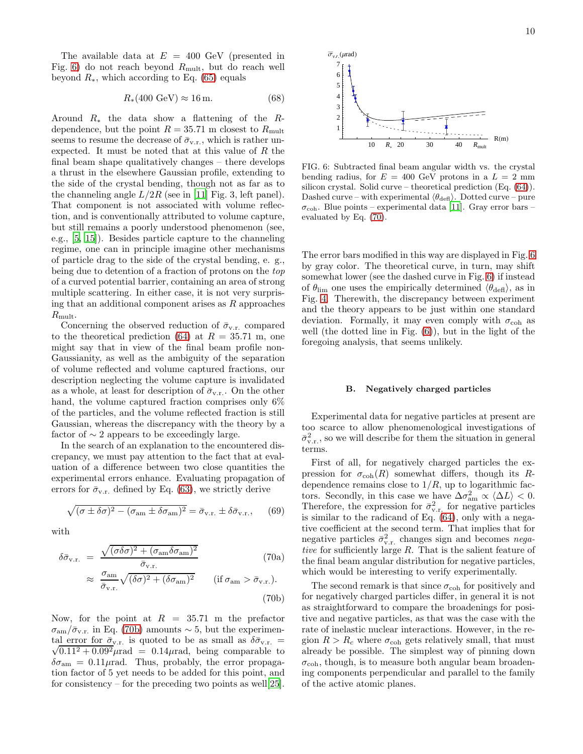The available data at $E = 400$ GeV (presented in Fig. 6) do not reach beyond $R_{\rm mult}$, but do reach well beyond $R_*$, which according to Eq. (65) equals

$$R_*(400\ \text{GeV}) \approx 16\ \text{m}. \tag{68}$$

Around $R_*$ the data show a flattening of the $R$-dependence, but the point $R = 35.71$ m closest to $R_{\rm mult}$ seems to resume the decrease of $\bar{\sigma}_{\rm v.r.}$, which is rather unexpected. It must be noted that at this value of $R$ the final beam shape qualitatively changes – there develops a thrust in the elsewhere Gaussian profile, extending to the side of the crystal bending, though not as far as to the channeling angle $L/2R$ (see in [11] Fig. 3, left panel). That component is not associated with volume reflection, and is conventionally attributed to volume capture, but still remains a poorly understood phenomenon (see, e.g., [5, 15]). Besides particle capture to the channeling regime, one can in principle imagine other mechanisms of particle drag to the side of the crystal bending, e. g., being due to detention of a fraction of protons on the *top* of a curved potential barrier, containing an area of strong multiple scattering. In either case, it is not very surprising that an additional component arises as $R$ approaches $R_{\rm mult}$.

Concerning the observed reduction of $\bar{\sigma}_{\rm v.r.}$ compared to the theoretical prediction (64) at $R = 35.71$ m, one might say that in view of the final beam profile non-Gaussianity, as well as the ambiguity of the separation of volume reflected and volume captured fractions, our description neglecting the volume capture is invalidated as a whole, at least for description of $\bar{\sigma}_{\rm v.r.}$. On the other hand, the volume captured fraction comprises only 6% of the particles, and the volume reflected fraction is still Gaussian, whereas the discrepancy with the theory by a factor of $\sim 2$ appears to be exceedingly large.

In the search of an explanation to the encountered discrepancy, we must pay attention to the fact that at evaluation of a difference between two close quantities the experimental errors enhance. Evaluating propagation of errors for $\bar{\sigma}_{\rm v.r.}$ defined by Eq. (63), we strictly derive

$$\sqrt{(\sigma \pm \delta\sigma)^2 - (\sigma_{\rm am} \pm \delta\sigma_{\rm am})^2} = \bar{\sigma}_{\rm v.r.} \pm \delta\bar{\sigma}_{\rm v.r.}, \tag{69}$$

with

$$\delta\bar{\sigma}_{\rm v.r.} = \frac{\sqrt{(\sigma\delta\sigma)^2 + (\sigma_{\rm am}\delta\sigma_{\rm am})^2}}{\bar{\sigma}_{\rm v.r.}} \tag{70a}$$

$$\approx \frac{\sigma_{\rm am}}{\bar{\sigma}_{\rm v.r.}}\sqrt{(\delta\sigma)^2 + (\delta\sigma_{\rm am})^2} \qquad (\text{if } \sigma_{\rm am} > \bar{\sigma}_{\rm v.r.}). \tag{70b}$$

Now, for the point at $R = 35.71$ m the prefactor $\sigma_{\rm am}/\bar{\sigma}_{\rm v.r.}$ in Eq. (70b) amounts $\sim 5$, but the experimental error for $\bar{\sigma}_{\rm v.r.}$ is quoted to be as small as $\delta\bar{\sigma}_{\rm v.r.} = \sqrt{0.11^2 + 0.09^2}\mu$rad $= 0.14\mu$rad, being comparable to $\delta\sigma_{\rm am} = 0.11\mu$rad. Thus, probably, the error propagation factor of 5 yet needs to be added for this point, and for consistency – for the preceding two points as well[25].

FIG. 6: Subtracted final beam angular width vs. the crystal bending radius, for $E = 400$ GeV protons in a $L = 2$ mm silicon crystal. Solid curve – theoretical prediction (Eq. (64)). Dashed curve – with experimental $\langle\theta_{\rm defl}\rangle$. Dotted curve – pure $\sigma_{\rm coh}$. Blue points – experimental data [11]. Gray error bars – evaluated by Eq. (70).

The error bars modified in this way are displayed in Fig. 6 by gray color. The theoretical curve, in turn, may shift somewhat lower (see the dashed curve in Fig. 6) if instead of $\theta_{\rm lim}$ one uses the empirically determined $\langle\theta_{\rm defl}\rangle$, as in Fig. 4. Therewith, the discrepancy between experiment and the theory appears to be just within one standard deviation. Formally, it may even comply with $\sigma_{\rm coh}$ as well (the dotted line in Fig. (6)), but in the light of the foregoing analysis, that seems unlikely.

### B. Negatively charged particles

Experimental data for negative particles at present are too scarce to allow phenomenological investigations of $\bar{\sigma}^2_{\rm v.r.}$, so we will describe for them the situation in general terms.

First of all, for negatively charged particles the expression for $\sigma_{\rm coh}(R)$ somewhat differs, though its $R$-dependence remains close to $1/R$, up to logarithmic factors. Secondly, in this case we have $\Delta\sigma^2_{\rm am} \propto \langle\Delta L\rangle < 0$. Therefore, the expression for $\bar{\sigma}^2_{\rm v.r.}$ for negative particles is similar to the radicand of Eq. (64), only with a negative coefficient at the second term. That implies that for negative particles $\bar{\sigma}^2_{\rm v.r.}$ changes sign and becomes *negative* for sufficiently large $R$. That is the salient feature of the final beam angular distribution for negative particles, which would be interesting to verify experimentally.

The second remark is that since $\sigma_{\rm coh}$ for positively and for negatively charged particles differ, in general it is not as straightforward to compare the broadenings for positive and negative particles, as that was the case with the rate of inelastic nuclear interactions. However, in the region $R > R_c$ where $\sigma_{\rm coh}$ gets relatively small, that must already be possible. The simplest way of pinning down $\sigma_{\rm coh}$, though, is to measure both angular beam broadening components perpendicular and parallel to the family of the active atomic planes.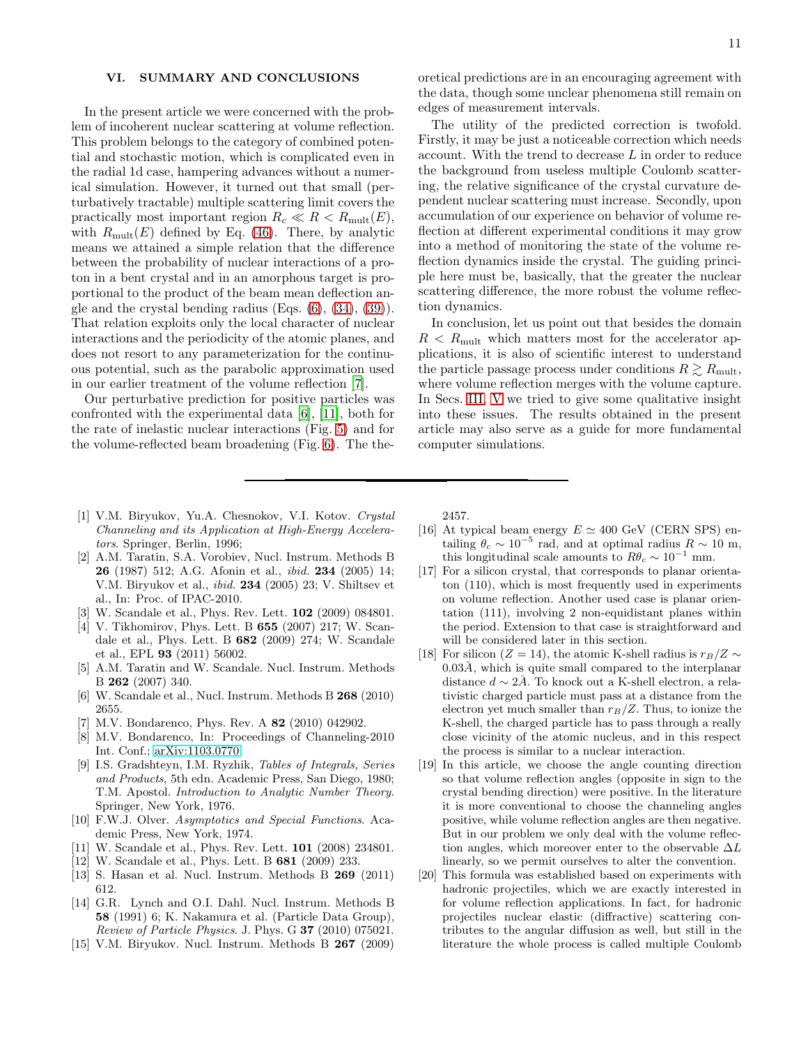## VI. SUMMARY AND CONCLUSIONS

In the present article we were concerned with the problem of incoherent nuclear scattering at volume reflection. This problem belongs to the category of combined potential and stochastic motion, which is complicated even in the radial 1d case, hampering advances without a numerical simulation. However, it turned out that small (perturbatively tractable) multiple scattering limit covers the practically most important region $R_c \ll R < R_{\text{mult}}(E)$, with $R_{\text{mult}}(E)$ defined by Eq. (46). There, by analytic means we attained a simple relation that the difference between the probability of nuclear interactions of a proton in a bent crystal and in an amorphous target is proportional to the product of the beam mean deflection angle and the crystal bending radius (Eqs. (6), (34), (39)). That relation exploits only the local character of nuclear interactions and the periodicity of the atomic planes, and does not resort to any parameterization for the continuous potential, such as the parabolic approximation used in our earlier treatment of the volume reflection [7].

Our perturbative prediction for positive particles was confronted with the experimental data [6], [11], both for the rate of inelastic nuclear interactions (Fig. 5) and for the volume-reflected beam broadening (Fig. 6). The theoretical predictions are in an encouraging agreement with the data, though some unclear phenomena still remain on edges of measurement intervals.

The utility of the predicted correction is twofold. Firstly, it may be just a noticeable correction which needs account. With the trend to decrease $L$ in order to reduce the background from useless multiple Coulomb scattering, the relative significance of the crystal curvature dependent nuclear scattering must increase. Secondly, upon accumulation of our experience on behavior of volume reflection at different experimental conditions it may grow into a method of monitoring the state of the volume reflection dynamics inside the crystal. The guiding principle here must be, basically, that the greater the nuclear scattering difference, the more robust the volume reflection dynamics.

In conclusion, let us point out that besides the domain $R < R_{\text{mult}}$ which matters most for the accelerator applications, it is also of scientific interest to understand the particle passage process under conditions $R \gtrsim R_{\text{mult}}$, where volume reflection merges with the volume capture. In Secs. III, V we tried to give some qualitative insight into these issues. The results obtained in the present article may also serve as a guide for more fundamental computer simulations.

---

[1] V.M. Biryukov, Yu.A. Chesnokov, V.I. Kotov. *Crystal Channeling and its Application at High-Energy Accelerators*. Springer, Berlin, 1996;

[2] A.M. Taratin, S.A. Vorobiev, Nucl. Instrum. Methods B **26** (1987) 512; A.G. Afonin et al., *ibid.* **234** (2005) 14; V.M. Biryukov et al., *ibid.* **234** (2005) 23; V. Shiltsev et al., In: Proc. of IPAC-2010.

[3] W. Scandale et al., Phys. Rev. Lett. **102** (2009) 084801.

[4] V. Tikhomirov, Phys. Lett. B **655** (2007) 217; W. Scandale et al., Phys. Lett. B **682** (2009) 274; W. Scandale et al., EPL **93** (2011) 56002.

[5] A.M. Taratin and W. Scandale. Nucl. Instrum. Methods B **262** (2007) 340.

[6] W. Scandale et al., Nucl. Instrum. Methods B **268** (2010) 2655.

[7] M.V. Bondarenco, Phys. Rev. A **82** (2010) 042902.

[8] M.V. Bondarenco, In: Proceedings of Channeling-2010 Int. Conf.; arXiv:1103.0770.

[9] I.S. Gradshteyn, I.M. Ryzhik, *Tables of Integrals, Series and Products*, 5th edn. Academic Press, San Diego, 1980; T.M. Apostol. *Introduction to Analytic Number Theory.* Springer, New York, 1976.

[10] F.W.J. Olver. *Asymptotics and Special Functions*. Academic Press, New York, 1974.

[11] W. Scandale et al., Phys. Rev. Lett. **101** (2008) 234801.

[12] W. Scandale et al., Phys. Lett. B **681** (2009) 233.

[13] S. Hasan et al. Nucl. Instrum. Methods B **269** (2011) 612.

[14] G.R. Lynch and O.I. Dahl. Nucl. Instrum. Methods B **58** (1991) 6; K. Nakamura et al. (Particle Data Group), *Review of Particle Physics.* J. Phys. G **37** (2010) 075021.

[15] V.M. Biryukov. Nucl. Instrum. Methods B **267** (2009) 2457.

[16] At typical beam energy $E \simeq 400$ GeV (CERN SPS) entailing $\theta_c \sim 10^{-5}$ rad, and at optimal radius $R \sim 10$ m, this longitudinal scale amounts to $R\theta_c \sim 10^{-1}$ mm.

[17] For a silicon crystal, that corresponds to planar orientaton (110), which is most frequently used in experiments on volume reflection. Another used case is planar orientation (111), involving 2 non-equidistant planes within the period. Extension to that case is straightforward and will be considered later in this section.

[18] For silicon ($Z = 14$), the atomic K-shell radius is $r_B/Z \sim 0.03\mathring{A}$, which is quite small compared to the interplanar distance $d \sim 2\mathring{A}$. To knock out a K-shell electron, a relativistic charged particle must pass at a distance from the electron yet much smaller than $r_B/Z$. Thus, to ionize the K-shell, the charged particle has to pass through a really close vicinity of the atomic nucleus, and in this respect the process is similar to a nuclear interaction.

[19] In this article, we choose the angle counting direction so that volume reflection angles (opposite in sign to the crystal bending direction) were positive. In the literature it is more conventional to choose the channeling angles positive, while volume reflection angles are then negative. But in our problem we only deal with the volume reflection angles, which moreover enter to the observable $\Delta L$ linearly, so we permit ourselves to alter the convention.

[20] This formula was established based on experiments with hadronic projectiles, which we are exactly interested in for volume reflection applications. In fact, for hadronic projectiles nuclear elastic (diffractive) scattering contributes to the angular diffusion as well, but still in the literature the whole process is called multiple Coulomb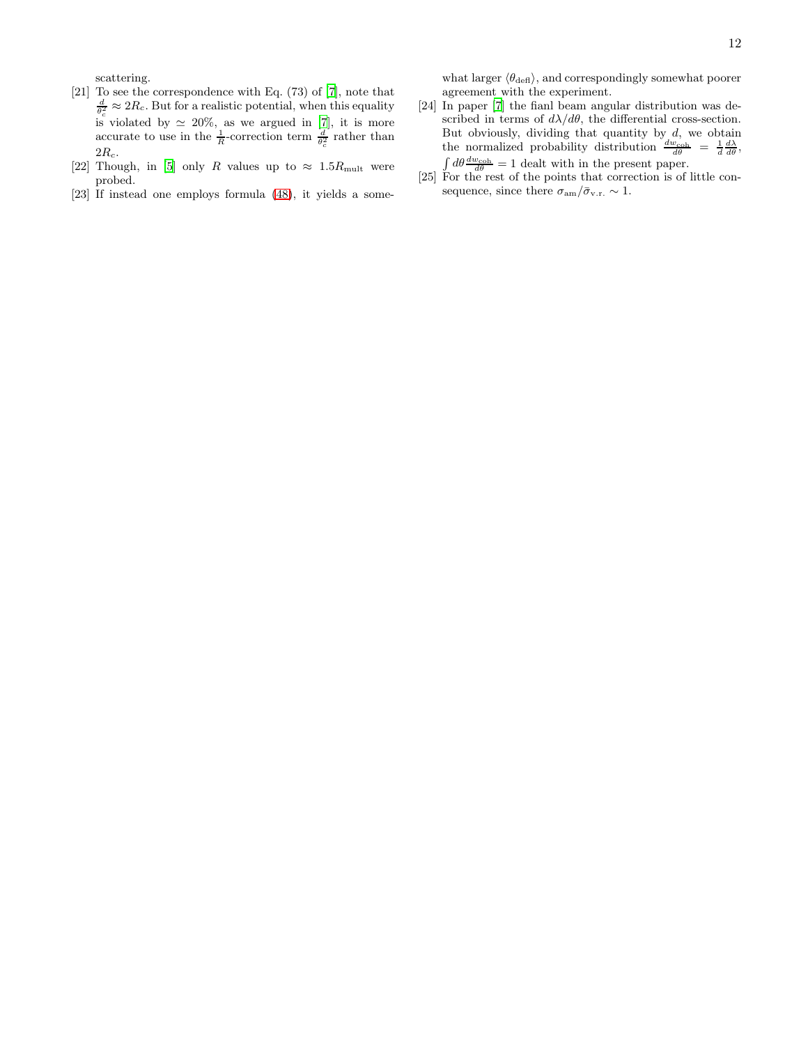scattering.

[21] To see the correspondence with Eq. (73) of [7], note that $\frac{d}{\theta_c^2} \approx 2R_c$. But for a realistic potential, when this equality is violated by $\simeq 20\%$, as we argued in [7], it is more accurate to use in the $\frac{1}{R}$-correction term $\frac{d}{\theta_c^2}$ rather than $2R_c$.

[22] Though, in [5] only $R$ values up to $\approx 1.5R_{\rm mult}$ were probed.

[23] If instead one employs formula (48), it yields a somewhat larger $\langle\theta_{\rm defl}\rangle$, and correspondingly somewhat poorer agreement with the experiment.

[24] In paper [7] the fianl beam angular distribution was described in terms of $d\lambda/d\theta$, the differential cross-section. But obviously, dividing that quantity by $d$, we obtain the normalized probability distribution $\frac{dw_{\rm coh}}{d\theta} = \frac{1}{d}\frac{d\lambda}{d\theta}$, $\int d\theta \frac{dw_{\rm coh}}{d\theta} = 1$ dealt with in the present paper.

[25] For the rest of the points that correction is of little consequence, since there $\sigma_{\rm am}/\bar{\sigma}_{\rm v.r.} \sim 1$.